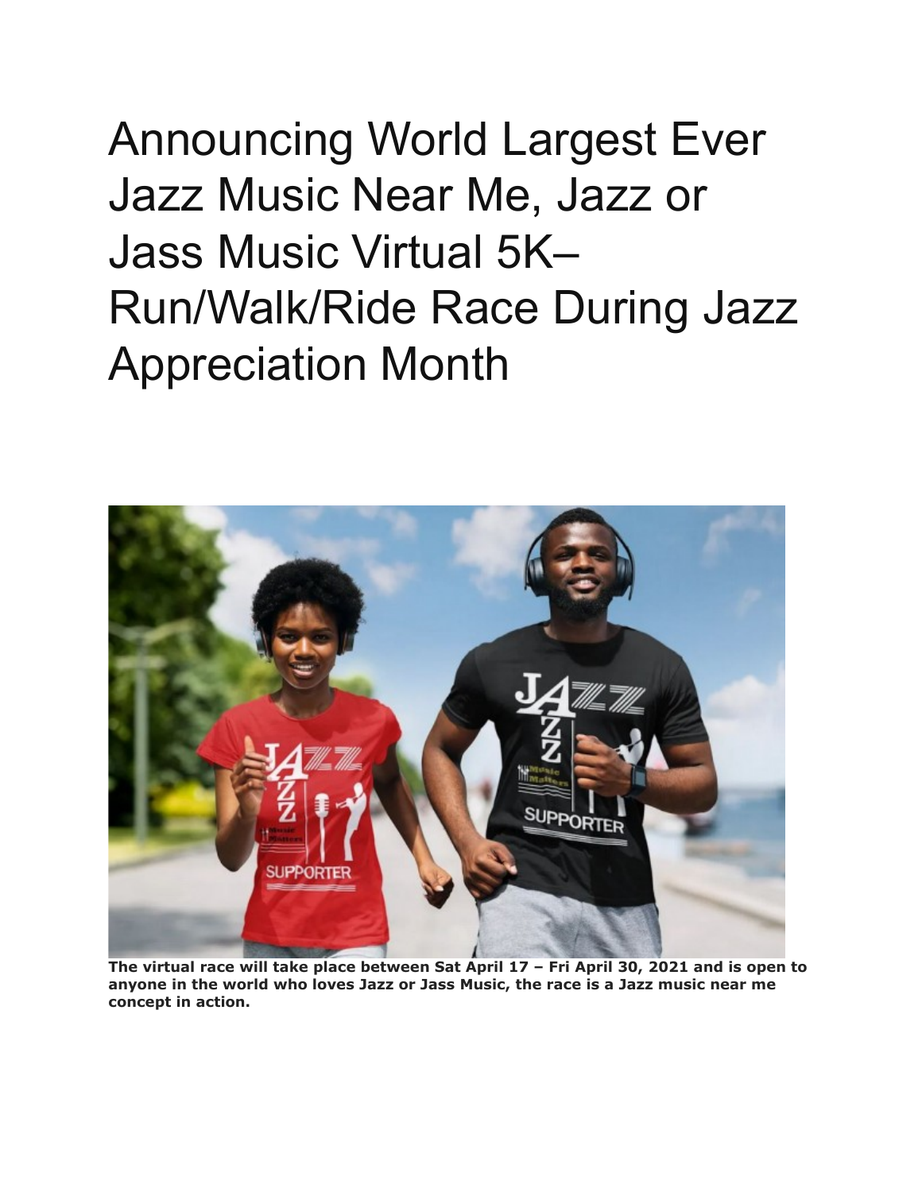# Announcing World Largest Ever Jazz Music Near Me, Jazz or Jass Music Virtual 5K– Run/Walk/Ride Race During Jazz Appreciation Month

**The virtual race will take place between Sat April 17 – Fri April 30, 2021 and is open to anyone in the world who loves Jazz or Jass Music, the race is a Jazz music near me concept in action.**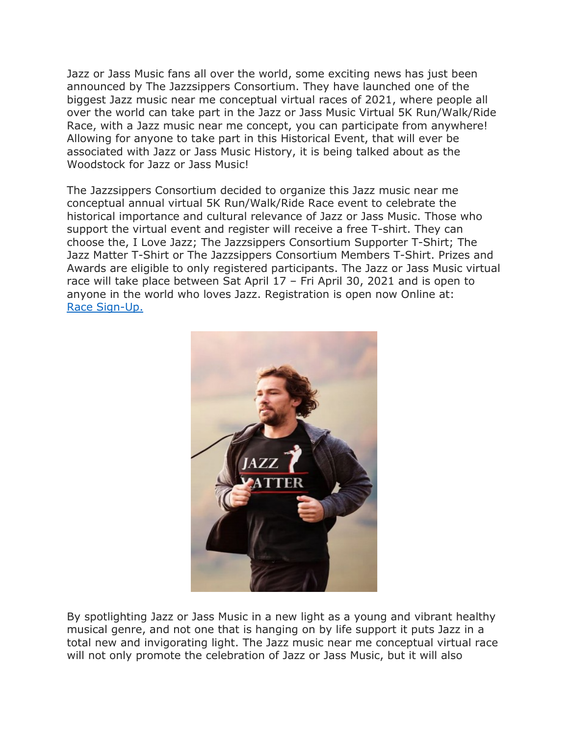Jazz or Jass Music fans all over the world, some exciting news has just been announced by The Jazzsippers Consortium. They have launched one of the biggest Jazz music near me conceptual virtual races of 2021, where people all over the world can take part in the Jazz or Jass Music Virtual 5K Run/Walk/Ride Race, with a Jazz music near me concept, you can participate from anywhere! Allowing for anyone to take part in this Historical Event, that will ever be associated with Jazz or Jass Music History, it is being talked about as the Woodstock for Jazz or Jass Music!

The Jazzsippers Consortium decided to organize this Jazz music near me conceptual annual virtual 5K Run/Walk/Ride Race event to celebrate the historical importance and cultural relevance of Jazz or Jass Music. Those who support the virtual event and register will receive a free T-shirt. They can choose the, I Love Jazz; The Jazzsippers Consortium Supporter T-Shirt; The Jazz Matter T-Shirt or The Jazzsippers Consortium Members T-Shirt. Prizes and Awards are eligible to only registered participants. The Jazz or Jass Music virtual race will take place between Sat April 17 – Fri April 30, 2021 and is open to anyone in the world who loves Jazz. Registration is open now Online at: Race Sign-Up.

By spotlighting Jazz or Jass Music in a new light as a young and vibrant healthy musical genre, and not one that is hanging on by life support it puts Jazz in a total new and invigorating light. The Jazz music near me conceptual virtual race will not only promote the celebration of Jazz or Jass Music, but it will also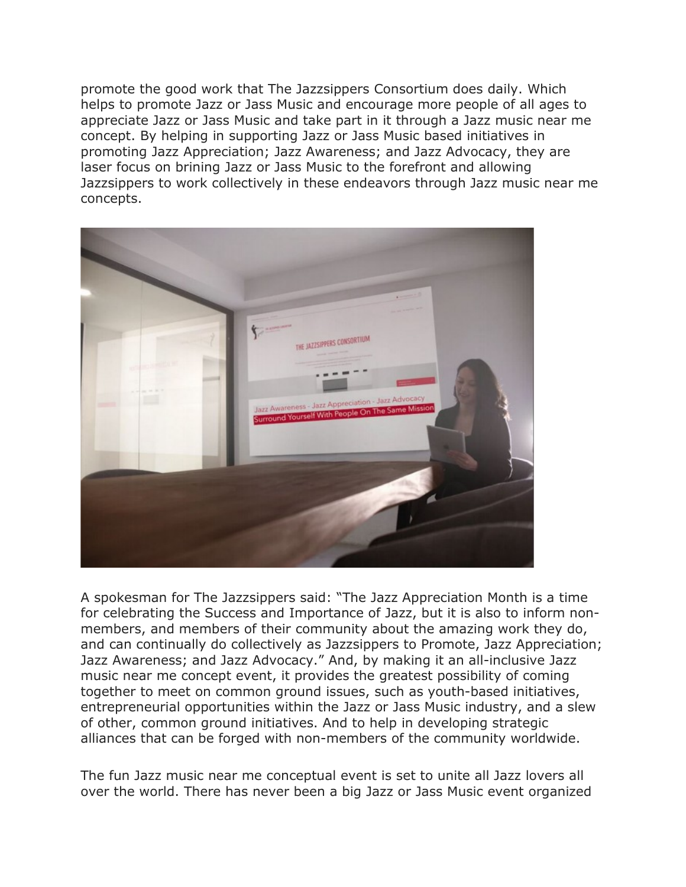promote the good work that The Jazzsippers Consortium does daily. Which helps to promote Jazz or Jass Music and encourage more people of all ages to appreciate Jazz or Jass Music and take part in it through a Jazz music near me concept. By helping in supporting Jazz or Jass Music based initiatives in promoting Jazz Appreciation; Jazz Awareness; and Jazz Advocacy, they are laser focus on brining Jazz or Jass Music to the forefront and allowing Jazzsippers to work collectively in these endeavors through Jazz music near me concepts.

A spokesman for The Jazzsippers said: "The Jazz Appreciation Month is a time for celebrating the Success and Importance of Jazz, but it is also to inform non-members, and members of their community about the amazing work they do, and can continually do collectively as Jazzsippers to Promote, Jazz Appreciation; Jazz Awareness; and Jazz Advocacy." And, by making it an all-inclusive Jazz music near me concept event, it provides the greatest possibility of coming together to meet on common ground issues, such as youth-based initiatives, entrepreneurial opportunities within the Jazz or Jass Music industry, and a slew of other, common ground initiatives. And to help in developing strategic alliances that can be forged with non-members of the community worldwide.

The fun Jazz music near me conceptual event is set to unite all Jazz lovers all over the world. There has never been a big Jazz or Jass Music event organized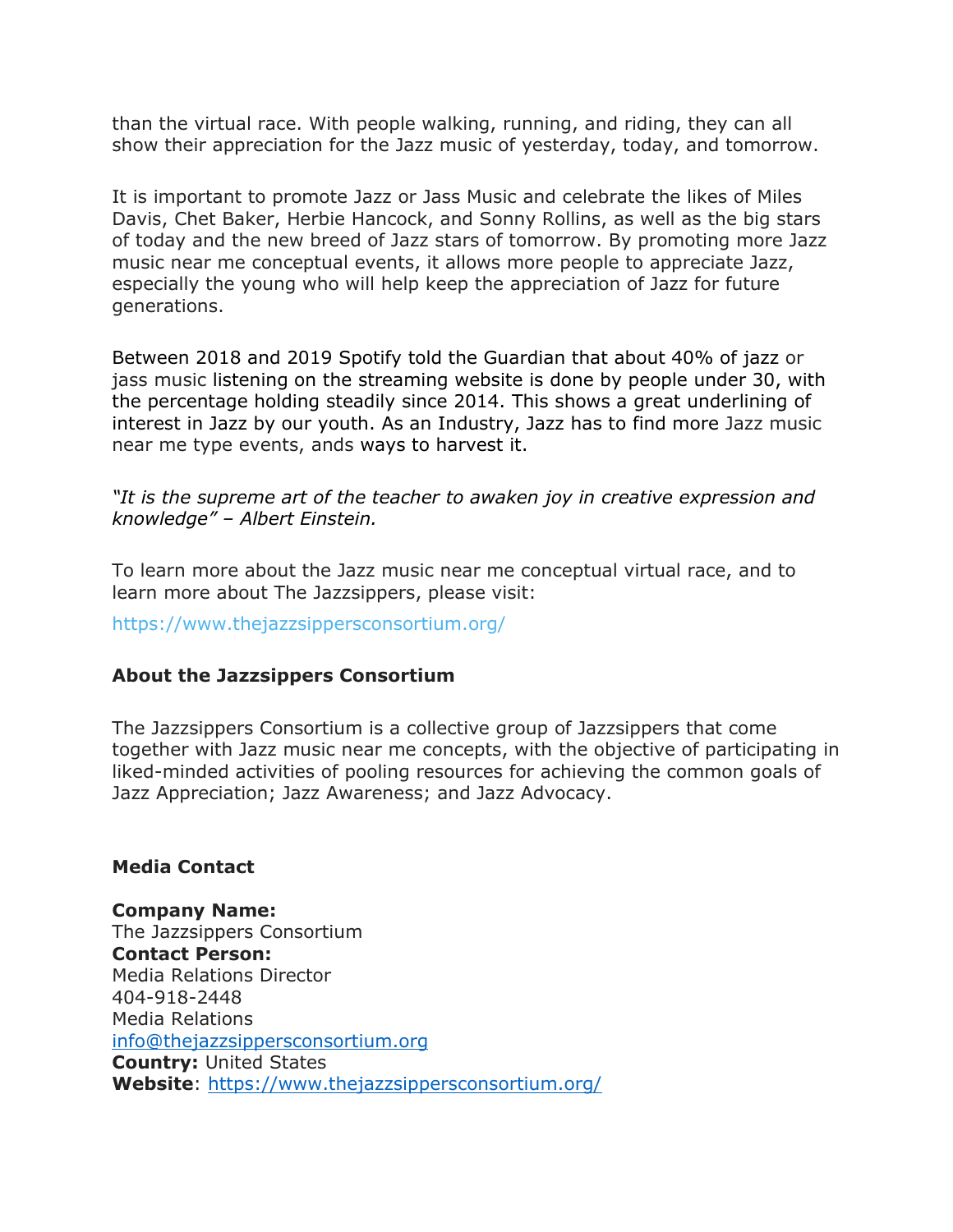than the virtual race. With people walking, running, and riding, they can all show their appreciation for the Jazz music of yesterday, today, and tomorrow.

It is important to promote Jazz or Jass Music and celebrate the likes of Miles Davis, Chet Baker, Herbie Hancock, and Sonny Rollins, as well as the big stars of today and the new breed of Jazz stars of tomorrow. By promoting more Jazz music near me conceptual events, it allows more people to appreciate Jazz, especially the young who will help keep the appreciation of Jazz for future generations.

Between 2018 and 2019 Spotify told the Guardian that about 40% of jazz or jass music listening on the streaming website is done by people under 30, with the percentage holding steadily since 2014. This shows a great underlining of interest in Jazz by our youth. As an Industry, Jazz has to find more Jazz music near me type events, ands ways to harvest it.

*"It is the supreme art of the teacher to awaken joy in creative expression and knowledge" – Albert Einstein.*

To learn more about the Jazz music near me conceptual virtual race, and to learn more about The Jazzsippers, please visit:

https://www.thejazzsippersconsortium.org/

**About the Jazzsippers Consortium**

The Jazzsippers Consortium is a collective group of Jazzsippers that come together with Jazz music near me concepts, with the objective of participating in liked-minded activities of pooling resources for achieving the common goals of Jazz Appreciation; Jazz Awareness; and Jazz Advocacy.

**Media Contact**

**Company Name:**
The Jazzsippers Consortium
**Contact Person:**
Media Relations Director
404-918-2448
Media Relations
info@thejazzsippersconsortium.org
**Country:** United States
**Website**: https://www.thejazzsippersconsortium.org/